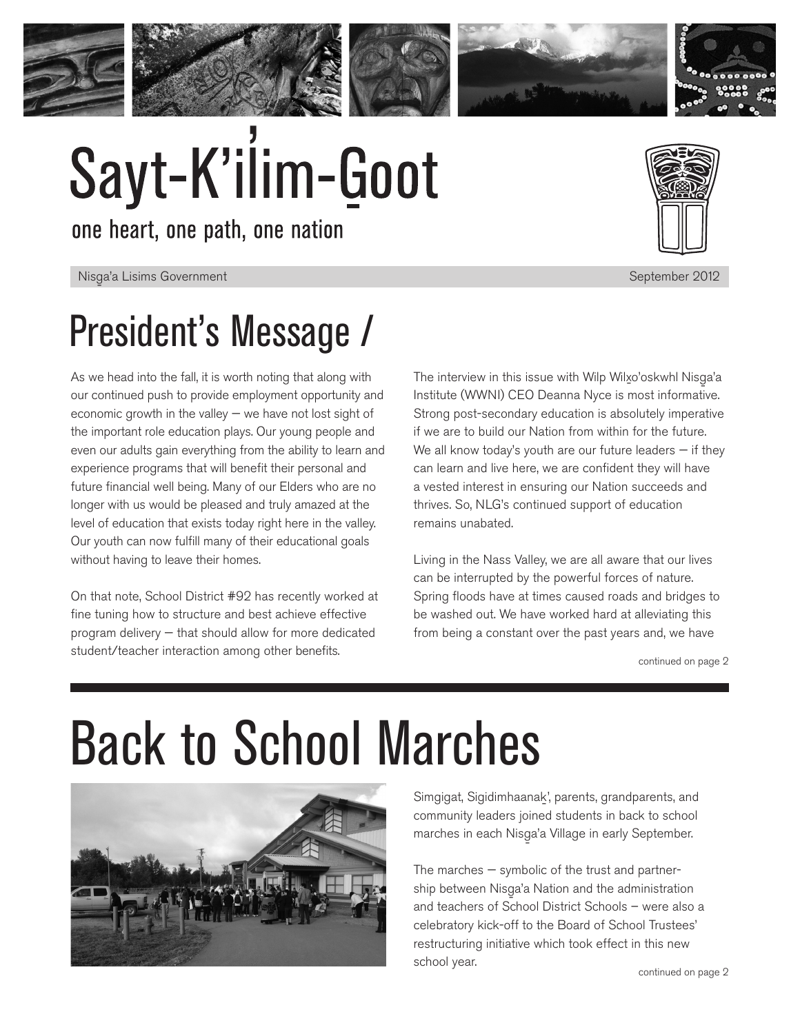# Sayt-K'il̓im-G̱oot

one heart, one path, one nation

Nisg̱a'a Lisims Government — September 2012

## President's Message /

As we head into the fall, it is worth noting that along with our continued push to provide employment opportunity and economic growth in the valley — we have not lost sight of the important role education plays. Our young people and even our adults gain everything from the ability to learn and experience programs that will benefit their personal and future financial well being. Many of our Elders who are no longer with us would be pleased and truly amazed at the level of education that exists today right here in the valley. Our youth can now fulfill many of their educational goals without having to leave their homes.

On that note, School District #92 has recently worked at fine tuning how to structure and best achieve effective program delivery — that should allow for more dedicated student/teacher interaction among other benefits.

The interview in this issue with Wilp Wilx̱o'oskwhl Nisg̱a'a Institute (WWNI) CEO Deanna Nyce is most informative. Strong post-secondary education is absolutely imperative if we are to build our Nation from within for the future. We all know today's youth are our future leaders — if they can learn and live here, we are confident they will have a vested interest in ensuring our Nation succeeds and thrives. So, NLG's continued support of education remains unabated.

Living in the Nass Valley, we are all aware that our lives can be interrupted by the powerful forces of nature. Spring floods have at times caused roads and bridges to be washed out. We have worked hard at alleviating this from being a constant over the past years and, we have

continued on page 2

# Back to School Marches

Simgigat, Sigidimhaanaḵ', parents, grandparents, and community leaders joined students in back to school marches in each Nisg̱a'a Village in early September.

The marches — symbolic of the trust and partnership between Nisg̱a'a Nation and the administration and teachers of School District Schools — were also a celebratory kick-off to the Board of School Trustees' restructuring initiative which took effect in this new school year.

continued on page 2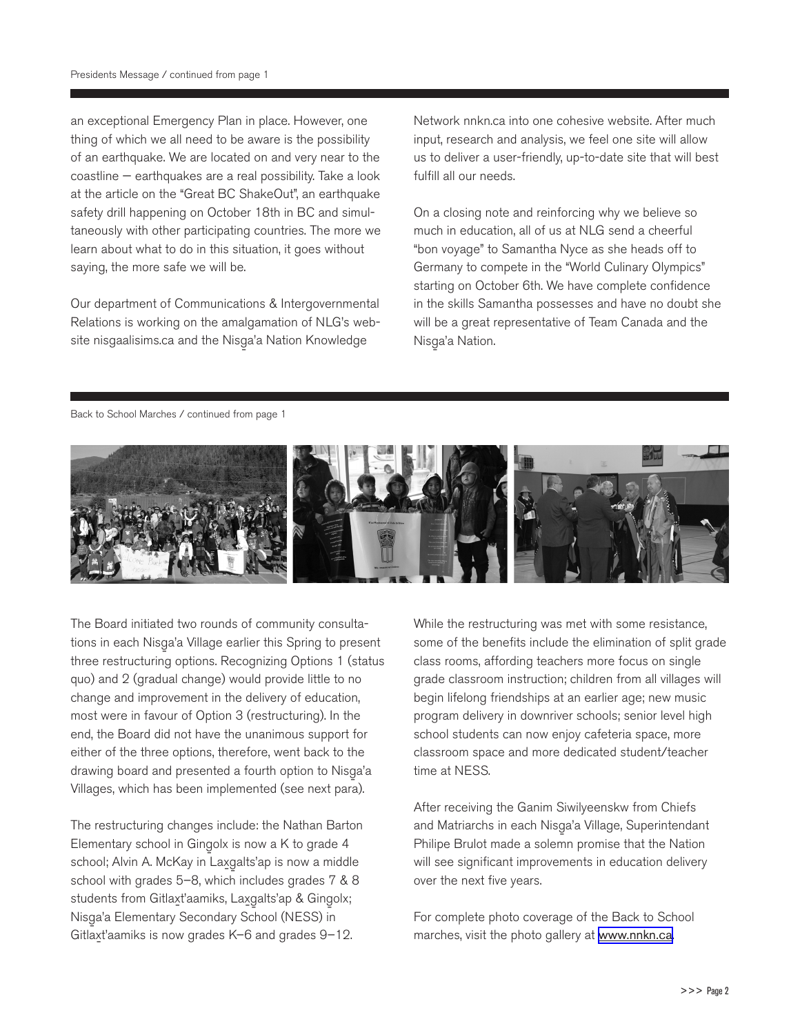Presidents Message / continued from page 1

an exceptional Emergency Plan in place. However, one thing of which we all need to be aware is the possibility of an earthquake. We are located on and very near to the coastline — earthquakes are a real possibility. Take a look at the article on the "Great BC ShakeOut", an earthquake safety drill happening on October 18th in BC and simultaneously with other participating countries. The more we learn about what to do in this situation, it goes without saying, the more safe we will be.

Our department of Communications & Intergovernmental Relations is working on the amalgamation of NLG's website nisgaalisims.ca and the Nisg̲a'a Nation Knowledge Network nnkn.ca into one cohesive website. After much input, research and analysis, we feel one site will allow us to deliver a user-friendly, up-to-date site that will best fulfill all our needs.

On a closing note and reinforcing why we believe so much in education, all of us at NLG send a cheerful "bon voyage" to Samantha Nyce as she heads off to Germany to compete in the "World Culinary Olympics" starting on October 6th. We have complete confidence in the skills Samantha possesses and have no doubt she will be a great representative of Team Canada and the Nisg̲a'a Nation.

Back to School Marches / continued from page 1

The Board initiated two rounds of community consultations in each Nisg̲a'a Village earlier this Spring to present three restructuring options. Recognizing Options 1 (status quo) and 2 (gradual change) would provide little to no change and improvement in the delivery of education, most were in favour of Option 3 (restructuring). In the end, the Board did not have the unanimous support for either of the three options, therefore, went back to the drawing board and presented a fourth option to Nisg̲a'a Villages, which has been implemented (see next para).

The restructuring changes include: the Nathan Barton Elementary school in Gingolx is now a K to grade 4 school; Alvin A. McKay in Lax̱g̱alts'ap is now a middle school with grades 5–8, which includes grades 7 & 8 students from Gitlax̱t'aamiks, Lax̱g̱alts'ap & Gingolx; Nisg̲a'a Elementary Secondary School (NESS) in Gitlax̱t'aamiks is now grades K–6 and grades 9–12.

While the restructuring was met with some resistance, some of the benefits include the elimination of split grade class rooms, affording teachers more focus on single grade classroom instruction; children from all villages will begin lifelong friendships at an earlier age; new music program delivery in downriver schools; senior level high school students can now enjoy cafeteria space, more classroom space and more dedicated student/teacher time at NESS.

After receiving the Ganim Siwilyeenskw from Chiefs and Matriarchs in each Nisg̲a'a Village, Superintendant Philipe Brulot made a solemn promise that the Nation will see significant improvements in education delivery over the next five years.

For complete photo coverage of the Back to School marches, visit the photo gallery at www.nnkn.ca.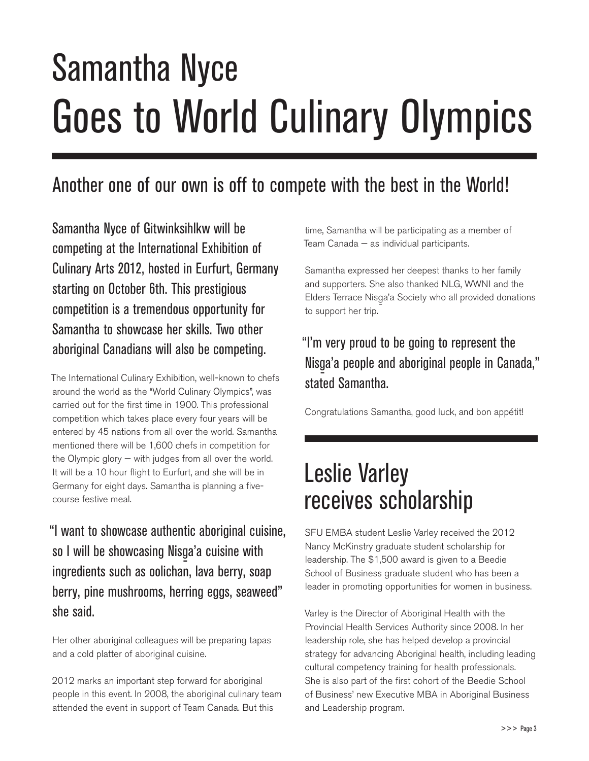# Samantha Nyce Goes to World Culinary Olympics

## Another one of our own is off to compete with the best in the World!

Samantha Nyce of Gitwinksihlkw will be competing at the International Exhibition of Culinary Arts 2012, hosted in Eurfurt, Germany starting on October 6th. This prestigious competition is a tremendous opportunity for Samantha to showcase her skills. Two other aboriginal Canadians will also be competing.

The International Culinary Exhibition, well-known to chefs around the world as the "World Culinary Olympics", was carried out for the first time in 1900. This professional competition which takes place every four years will be entered by 45 nations from all over the world. Samantha mentioned there will be 1,600 chefs in competition for the Olympic glory — with judges from all over the world. It will be a 10 hour flight to Eurfurt, and she will be in Germany for eight days. Samantha is planning a five-course festive meal.

"I want to showcase authentic aboriginal cuisine, so I will be showcasing Nisg̱a'a cuisine with ingredients such as oolichan, lava berry, soap berry, pine mushrooms, herring eggs, seaweed" she said.

Her other aboriginal colleagues will be preparing tapas and a cold platter of aboriginal cuisine.

2012 marks an important step forward for aboriginal people in this event. In 2008, the aboriginal culinary team attended the event in support of Team Canada. But this time, Samantha will be participating as a member of Team Canada — as individual participants.

Samantha expressed her deepest thanks to her family and supporters. She also thanked NLG, WWNI and the Elders Terrace Nisg̱a'a Society who all provided donations to support her trip.

"I'm very proud to be going to represent the Nisg̱a'a people and aboriginal people in Canada," stated Samantha.

Congratulations Samantha, good luck, and bon appétit!

# Leslie Varley receives scholarship

SFU EMBA student Leslie Varley received the 2012 Nancy McKinstry graduate student scholarship for leadership. The $1,500 award is given to a Beedie School of Business graduate student who has been a leader in promoting opportunities for women in business.

Varley is the Director of Aboriginal Health with the Provincial Health Services Authority since 2008. In her leadership role, she has helped develop a provincial strategy for advancing Aboriginal health, including leading cultural competency training for health professionals. She is also part of the first cohort of the Beedie School of Business' new Executive MBA in Aboriginal Business and Leadership program.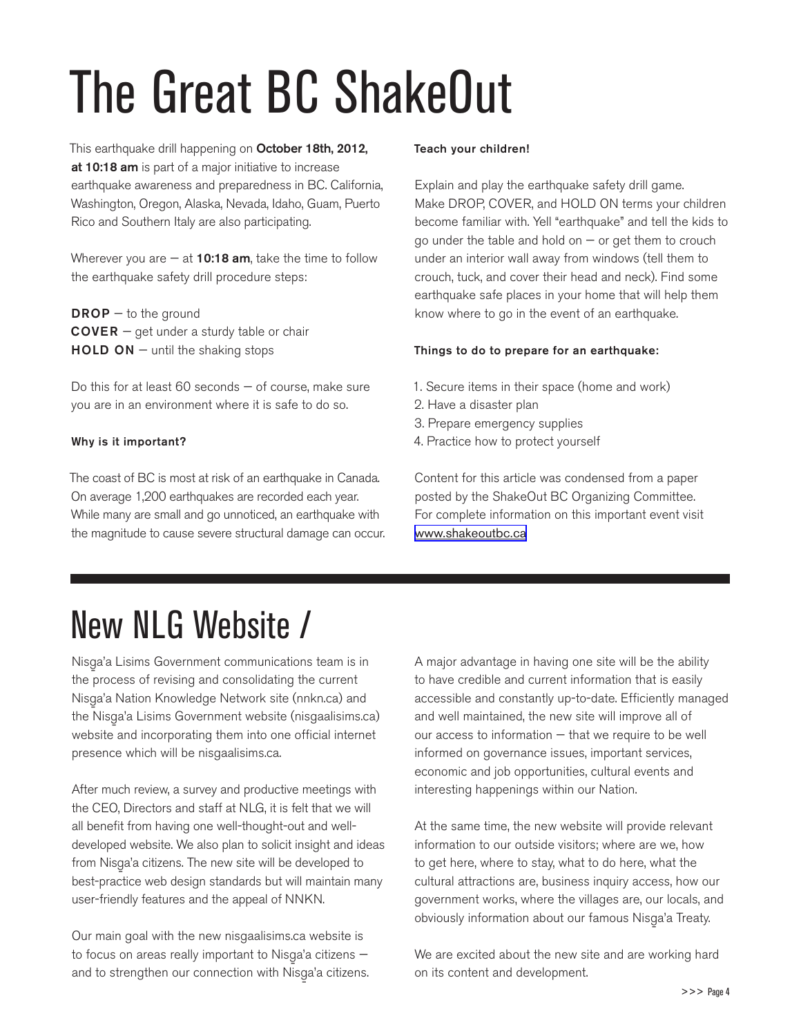# The Great BC ShakeOut

This earthquake drill happening on **October 18th, 2012, at 10:18 am** is part of a major initiative to increase earthquake awareness and preparedness in BC. California, Washington, Oregon, Alaska, Nevada, Idaho, Guam, Puerto Rico and Southern Italy are also participating.

Wherever you are – at **10:18 am**, take the time to follow the earthquake safety drill procedure steps:

**DROP** – to the ground
**COVER** – get under a sturdy table or chair
**HOLD ON** – until the shaking stops

Do this for at least 60 seconds – of course, make sure you are in an environment where it is safe to do so.

### Why is it important?

The coast of BC is most at risk of an earthquake in Canada. On average 1,200 earthquakes are recorded each year. While many are small and go unnoticed, an earthquake with the magnitude to cause severe structural damage can occur.

### Teach your children!

Explain and play the earthquake safety drill game. Make DROP, COVER, and HOLD ON terms your children become familiar with. Yell "earthquake" and tell the kids to go under the table and hold on – or get them to crouch under an interior wall away from windows (tell them to crouch, tuck, and cover their head and neck). Find some earthquake safe places in your home that will help them know where to go in the event of an earthquake.

### Things to do to prepare for an earthquake:

1. Secure items in their space (home and work)
2. Have a disaster plan
3. Prepare emergency supplies
4. Practice how to protect yourself

Content for this article was condensed from a paper posted by the ShakeOut BC Organizing Committee. For complete information on this important event visit www.shakeoutbc.ca

# New NLG Website /

Nisg̲a'a Lisims Government communications team is in the process of revising and consolidating the current Nisg̲a'a Nation Knowledge Network site (nnkn.ca) and the Nisg̲a'a Lisims Government website (nisgaalisims.ca) website and incorporating them into one official internet presence which will be nisgaalisims.ca.

After much review, a survey and productive meetings with the CEO, Directors and staff at NLG, it is felt that we will all benefit from having one well-thought-out and well-developed website. We also plan to solicit insight and ideas from Nisg̲a'a citizens. The new site will be developed to best-practice web design standards but will maintain many user-friendly features and the appeal of NNKN.

Our main goal with the new nisgaalisims.ca website is to focus on areas really important to Nisg̲a'a citizens – and to strengthen our connection with Nisg̲a'a citizens.

A major advantage in having one site will be the ability to have credible and current information that is easily accessible and constantly up-to-date. Efficiently managed and well maintained, the new site will improve all of our access to information – that we require to be well informed on governance issues, important services, economic and job opportunities, cultural events and interesting happenings within our Nation.

At the same time, the new website will provide relevant information to our outside visitors; where are we, how to get here, where to stay, what to do here, what the cultural attractions are, business inquiry access, how our government works, where the villages are, our locals, and obviously information about our famous Nisg̲a'a Treaty.

We are excited about the new site and are working hard on its content and development.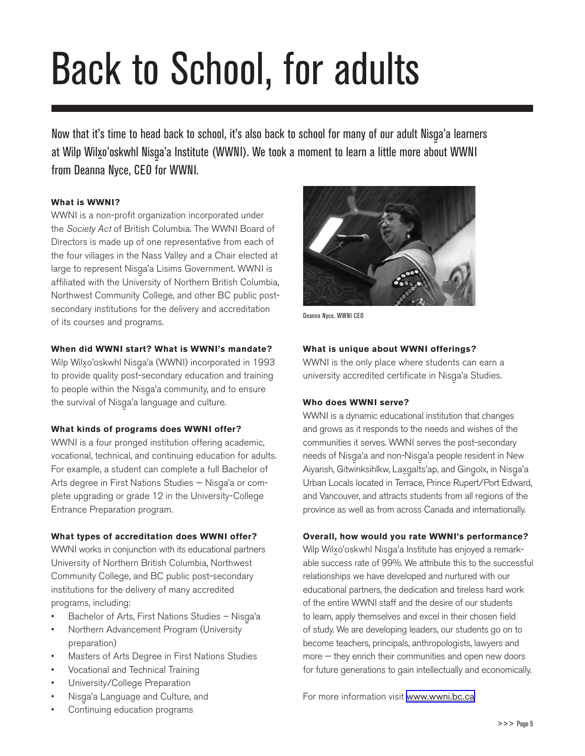# Back to School, for adults

Now that it's time to head back to school, it's also back to school for many of our adult Nisg̱a'a learners at Wilp Wilx̱o'oskwhl Nisg̱a'a Institute (WWNI). We took a moment to learn a little more about WWNI from Deanna Nyce, CEO for WWNI.

**What is WWNI?**

WWNI is a non-profit organization incorporated under the *Society Act* of British Columbia. The WWNI Board of Directors is made up of one representative from each of the four villages in the Nass Valley and a Chair elected at large to represent Nisg̱a'a Lisims Government. WWNI is affiliated with the University of Northern British Columbia, Northwest Community College, and other BC public post-secondary institutions for the delivery and accreditation of its courses and programs.

**When did WWNI start? What is WWNI's mandate?**

Wilp Wilx̱o'oskwhl Nisg̱a'a (WWNI) incorporated in 1993 to provide quality post-secondary education and training to people within the Nisg̱a'a community, and to ensure the survival of Nisg̱a'a language and culture.

**What kinds of programs does WWNI offer?**

WWNI is a four pronged institution offering academic, vocational, technical, and continuing education for adults. For example, a student can complete a full Bachelor of Arts degree in First Nations Studies – Nisg̱a'a or complete upgrading or grade 12 in the University-College Entrance Preparation program.

**What types of accreditation does WWNI offer?**

WWNI works in conjunction with its educational partners University of Northern British Columbia, Northwest Community College, and BC public post-secondary institutions for the delivery of many accredited programs, including:

- Bachelor of Arts, First Nations Studies – Nisg̱a'a
- Northern Advancement Program (University preparation)
- Masters of Arts Degree in First Nations Studies
- Vocational and Technical Training
- University/College Preparation
- Nisg̱a'a Language and Culture, and
- Continuing education programs

Deanna Nyce, WWNI CEO

**What is unique about WWNI offerings?**

WWNI is the only place where students can earn a university accredited certificate in Nisg̱a'a Studies.

**Who does WWNI serve?**

WWNI is a dynamic educational institution that changes and grows as it responds to the needs and wishes of the communities it serves. WWNI serves the post-secondary needs of Nisg̱a'a and non-Nisg̱a'a people resident in New Aiyansh, Gitwinksihlkw, Lax̱g̱alts'ap, and Ging̱olx, in Nisg̱a'a Urban Locals located in Terrace, Prince Rupert/Port Edward, and Vancouver, and attracts students from all regions of the province as well as from across Canada and internationally.

**Overall, how would you rate WWNI's performance?**

Wilp Wilx̱o'oskwhl Nisg̱a'a Institute has enjoyed a remarkable success rate of 99%. We attribute this to the successful relationships we have developed and nurtured with our educational partners, the dedication and tireless hard work of the entire WWNI staff and the desire of our students to learn, apply themselves and excel in their chosen field of study. We are developing leaders, our students go on to become teachers, principals, anthropologists, lawyers and more – they enrich their communities and open new doors for future generations to gain intellectually and economically.

For more information visit www.wwni.bc.ca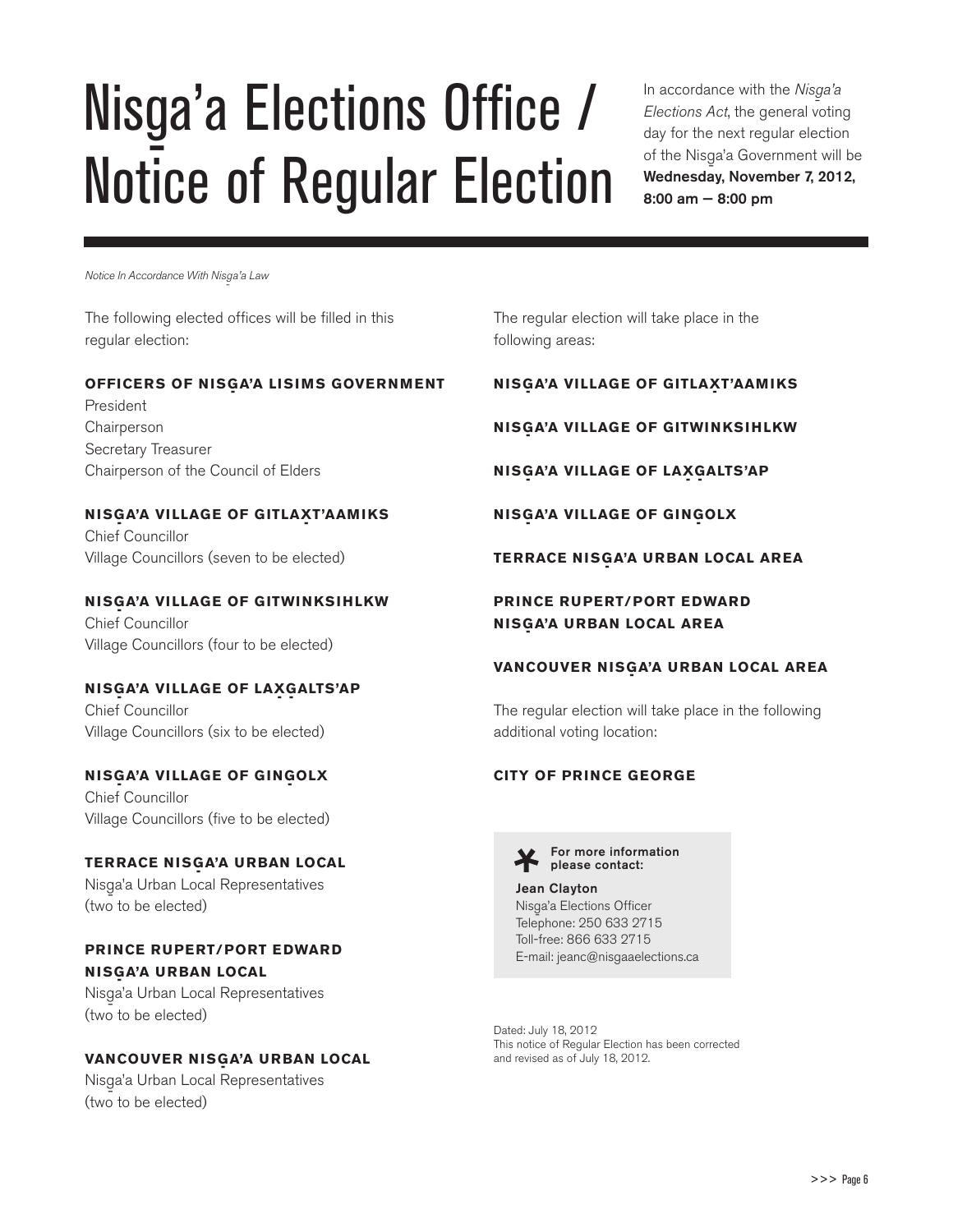# Nisg̱a'a Elections Office / Notice of Regular Election

In accordance with the *Nisg̱a'a Elections Act*, the general voting day for the next regular election of the Nisg̱a'a Government will be **Wednesday, November 7, 2012, 8:00 am — 8:00 pm**

*Notice In Accordance With Nisg̱a'a Law*

The following elected offices will be filled in this regular election:

**OFFICERS OF NISG̱A'A LISIMS GOVERNMENT**
President
Chairperson
Secretary Treasurer
Chairperson of the Council of Elders

**NISG̱A'A VILLAGE OF GITLAX̱T'AAMIKS**
Chief Councillor
Village Councillors (seven to be elected)

**NISG̱A'A VILLAGE OF GITWINKSIHLKW**
Chief Councillor
Village Councillors (four to be elected)

**NISG̱A'A VILLAGE OF LAX̱G̱ALTS'AP**
Chief Councillor
Village Councillors (six to be elected)

**NISG̱A'A VILLAGE OF GINGOLX**
Chief Councillor
Village Councillors (five to be elected)

**TERRACE NISG̱A'A URBAN LOCAL**
Nisg̱a'a Urban Local Representatives
(two to be elected)

**PRINCE RUPERT/PORT EDWARD NISG̱A'A URBAN LOCAL**
Nisg̱a'a Urban Local Representatives
(two to be elected)

**VANCOUVER NISG̱A'A URBAN LOCAL**
Nisg̱a'a Urban Local Representatives
(two to be elected)

The regular election will take place in the following areas:

**NISG̱A'A VILLAGE OF GITLAX̱T'AAMIKS**

**NISG̱A'A VILLAGE OF GITWINKSIHLKW**

**NISG̱A'A VILLAGE OF LAX̱G̱ALTS'AP**

**NISG̱A'A VILLAGE OF GINGOLX**

**TERRACE NISG̱A'A URBAN LOCAL AREA**

**PRINCE RUPERT/PORT EDWARD NISG̱A'A URBAN LOCAL AREA**

**VANCOUVER NISG̱A'A URBAN LOCAL AREA**

The regular election will take place in the following additional voting location:

**CITY OF PRINCE GEORGE**

**For more information please contact:**

**Jean Clayton**
Nisg̱a'a Elections Officer
Telephone: 250 633 2715
Toll-free: 866 633 2715
E-mail: jeanc@nisgaaelections.ca

Dated: July 18, 2012
This notice of Regular Election has been corrected and revised as of July 18, 2012.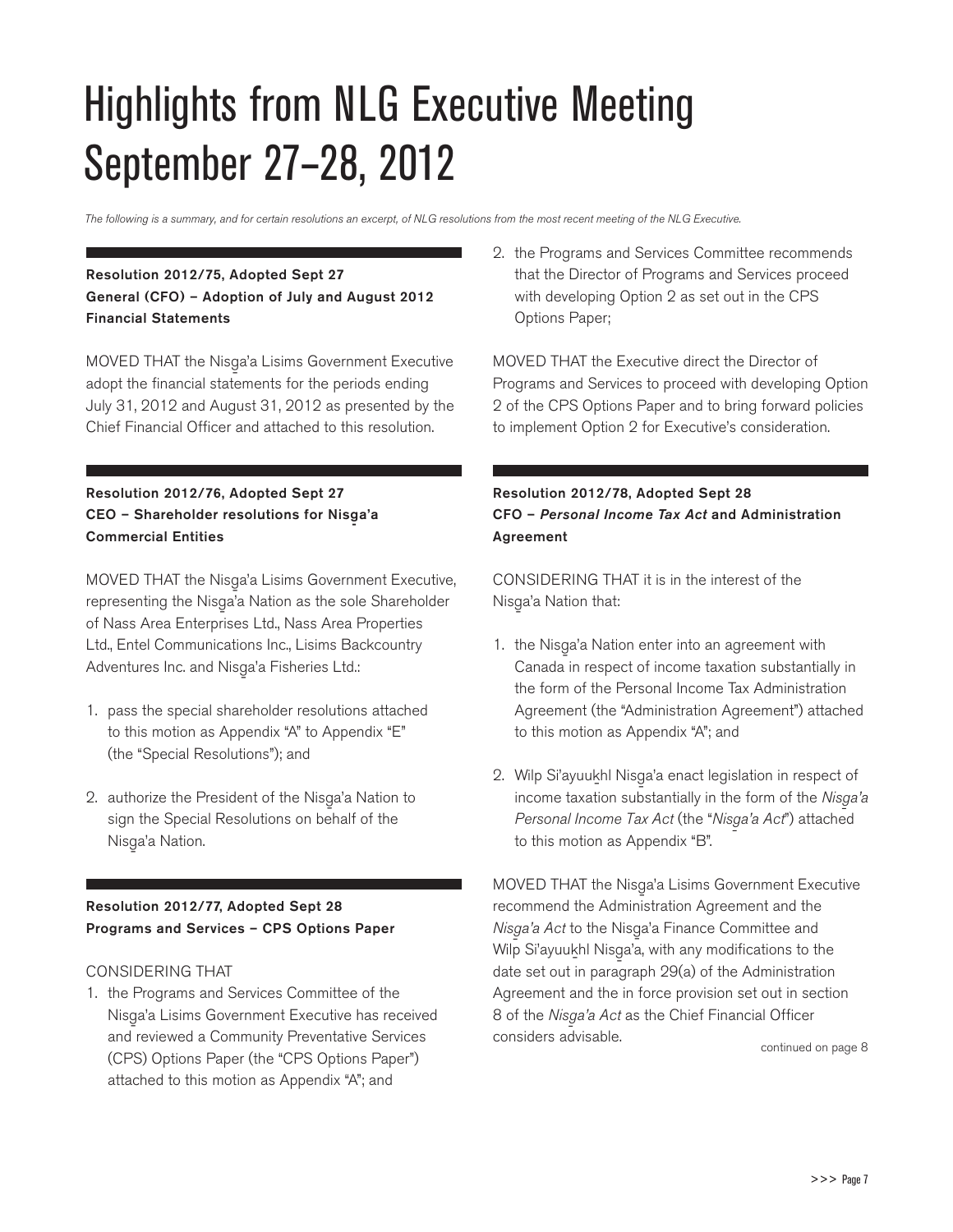# Highlights from NLG Executive Meeting September 27–28, 2012

*The following is a summary, and for certain resolutions an excerpt, of NLG resolutions from the most recent meeting of the NLG Executive.*

**Resolution 2012/75, Adopted Sept 27**
**General (CFO) – Adoption of July and August 2012 Financial Statements**

MOVED THAT the Nisg̱a'a Lisims Government Executive adopt the financial statements for the periods ending July 31, 2012 and August 31, 2012 as presented by the Chief Financial Officer and attached to this resolution.

**Resolution 2012/76, Adopted Sept 27**
**CEO – Shareholder resolutions for Nisg̱a'a Commercial Entities**

MOVED THAT the Nisg̱a'a Lisims Government Executive, representing the Nisg̱a'a Nation as the sole Shareholder of Nass Area Enterprises Ltd., Nass Area Properties Ltd., Entel Communications Inc., Lisims Backcountry Adventures Inc. and Nisg̱a'a Fisheries Ltd.:

1. pass the special shareholder resolutions attached to this motion as Appendix "A" to Appendix "E" (the "Special Resolutions"); and
2. authorize the President of the Nisg̱a'a Nation to sign the Special Resolutions on behalf of the Nisg̱a'a Nation.

**Resolution 2012/77, Adopted Sept 28**
**Programs and Services – CPS Options Paper**

CONSIDERING THAT

1. the Programs and Services Committee of the Nisg̱a'a Lisims Government Executive has received and reviewed a Community Preventative Services (CPS) Options Paper (the "CPS Options Paper") attached to this motion as Appendix "A"; and
2. the Programs and Services Committee recommends that the Director of Programs and Services proceed with developing Option 2 as set out in the CPS Options Paper;

MOVED THAT the Executive direct the Director of Programs and Services to proceed with developing Option 2 of the CPS Options Paper and to bring forward policies to implement Option 2 for Executive's consideration.

**Resolution 2012/78, Adopted Sept 28**
**CFO – *Personal Income Tax Act* and Administration Agreement**

CONSIDERING THAT it is in the interest of the Nisg̱a'a Nation that:

1. the Nisg̱a'a Nation enter into an agreement with Canada in respect of income taxation substantially in the form of the Personal Income Tax Administration Agreement (the "Administration Agreement") attached to this motion as Appendix "A"; and
2. Wilp Si'ayuuk̲hl Nisg̱a'a enact legislation in respect of income taxation substantially in the form of the *Nisg̱a'a Personal Income Tax Act* (the "*Nisg̱a'a Act*") attached to this motion as Appendix "B".

MOVED THAT the Nisg̱a'a Lisims Government Executive recommend the Administration Agreement and the *Nisg̱a'a Act* to the Nisg̱a'a Finance Committee and Wilp Si'ayuuk̲hl Nisg̱a'a, with any modifications to the date set out in paragraph 29(a) of the Administration Agreement and the in force provision set out in section 8 of the *Nisg̱a'a Act* as the Chief Financial Officer considers advisable.

continued on page 8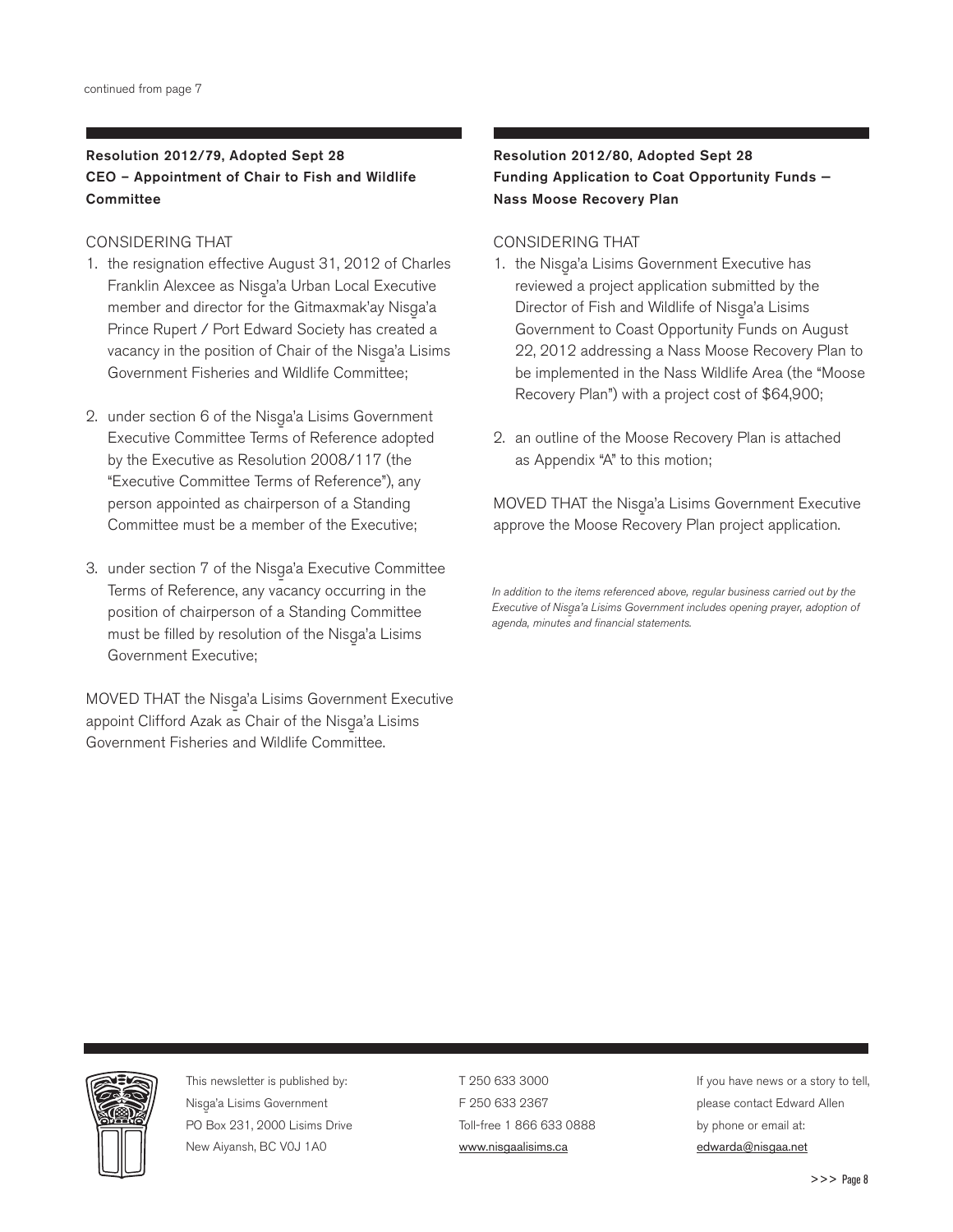continued from page 7

### Resolution 2012/79, Adopted Sept 28
### CEO – Appointment of Chair to Fish and Wildlife Committee

CONSIDERING THAT

1. the resignation effective August 31, 2012 of Charles Franklin Alexcee as Nisg̱a'a Urban Local Executive member and director for the Gitmaxmak'ay Nisg̱a'a Prince Rupert / Port Edward Society has created a vacancy in the position of Chair of the Nisg̱a'a Lisims Government Fisheries and Wildlife Committee;

2. under section 6 of the Nisg̱a'a Lisims Government Executive Committee Terms of Reference adopted by the Executive as Resolution 2008/117 (the "Executive Committee Terms of Reference"), any person appointed as chairperson of a Standing Committee must be a member of the Executive;

3. under section 7 of the Nisg̱a'a Executive Committee Terms of Reference, any vacancy occurring in the position of chairperson of a Standing Committee must be filled by resolution of the Nisg̱a'a Lisims Government Executive;

MOVED THAT the Nisg̱a'a Lisims Government Executive appoint Clifford Azak as Chair of the Nisg̱a'a Lisims Government Fisheries and Wildlife Committee.

### Resolution 2012/80, Adopted Sept 28
### Funding Application to Coat Opportunity Funds — Nass Moose Recovery Plan

CONSIDERING THAT

1. the Nisg̱a'a Lisims Government Executive has reviewed a project application submitted by the Director of Fish and Wildlife of Nisg̱a'a Lisims Government to Coast Opportunity Funds on August 22, 2012 addressing a Nass Moose Recovery Plan to be implemented in the Nass Wildlife Area (the "Moose Recovery Plan") with a project cost of $64,900;

2. an outline of the Moose Recovery Plan is attached as Appendix "A" to this motion;

MOVED THAT the Nisg̱a'a Lisims Government Executive approve the Moose Recovery Plan project application.

*In addition to the items referenced above, regular business carried out by the Executive of Nisg̱a'a Lisims Government includes opening prayer, adoption of agenda, minutes and financial statements.*

This newsletter is published by:
Nisg̱a'a Lisims Government
PO Box 231, 2000 Lisims Drive
New Aiyansh, BC V0J 1A0

T 250 633 3000
F 250 633 2367
Toll-free 1 866 633 0888
www.nisgaalisims.ca

If you have news or a story to tell, please contact Edward Allen by phone or email at:
edwarda@nisgaa.net